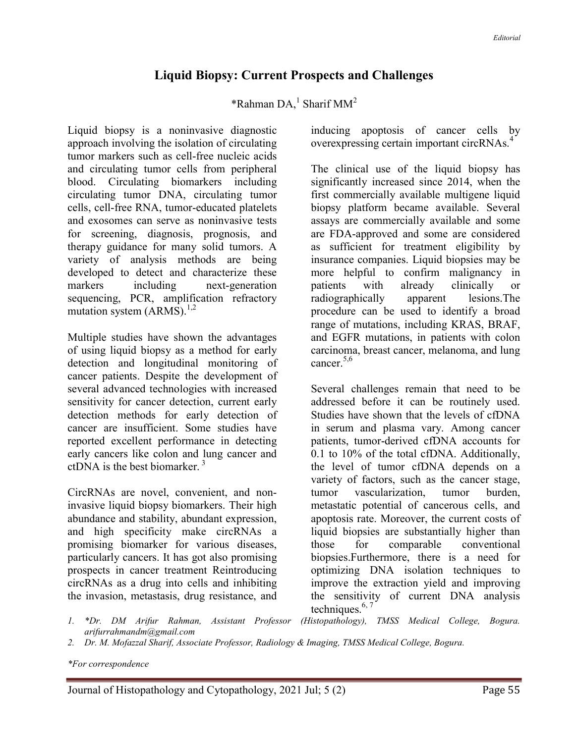Editorial

# Liquid Biopsy: Current Prospects and Challenges

*Rahman DA,[1] Sharif MM[2]

Liquid biopsy is a noninvasive diagnostic approach involving the isolation of circulating tumor markers such as cell-free nucleic acids and circulating tumor cells from peripheral blood. Circulating biomarkers including circulating tumor DNA, circulating tumor cells, cell-free RNA, tumor-educated platelets and exosomes can serve as noninvasive tests for screening, diagnosis, prognosis, and therapy guidance for many solid tumors. A variety of analysis methods are being developed to detect and characterize these markers including next-generation sequencing, PCR, amplification refractory mutation system (ARMS).[1,2]

Multiple studies have shown the advantages of using liquid biopsy as a method for early detection and longitudinal monitoring of cancer patients. Despite the development of several advanced technologies with increased sensitivity for cancer detection, current early detection methods for early detection of cancer are insufficient. Some studies have reported excellent performance in detecting early cancers like colon and lung cancer and ctDNA is the best biomarker. [3]

CircRNAs are novel, convenient, and non-invasive liquid biopsy biomarkers. Their high abundance and stability, abundant expression, and high specificity make circRNAs a promising biomarker for various diseases, particularly cancers. It has got also promising prospects in cancer treatment Reintroducing circRNAs as a drug into cells and inhibiting the invasion, metastasis, drug resistance, and inducing apoptosis of cancer cells by overexpressing certain important circRNAs.[4]

The clinical use of the liquid biopsy has significantly increased since 2014, when the first commercially available multigene liquid biopsy platform became available. Several assays are commercially available and some are FDA-approved and some are considered as sufficient for treatment eligibility by insurance companies. Liquid biopsies may be more helpful to confirm malignancy in patients with already clinically or radiographically apparent lesions.The procedure can be used to identify a broad range of mutations, including KRAS, BRAF, and EGFR mutations, in patients with colon carcinoma, breast cancer, melanoma, and lung cancer.[5,6]

Several challenges remain that need to be addressed before it can be routinely used. Studies have shown that the levels of cfDNA in serum and plasma vary. Among cancer patients, tumor-derived cfDNA accounts for 0.1 to 10% of the total cfDNA. Additionally, the level of tumor cfDNA depends on a variety of factors, such as the cancer stage, tumor vascularization, tumor burden, metastatic potential of cancerous cells, and apoptosis rate. Moreover, the current costs of liquid biopsies are substantially higher than those for comparable conventional biopsies.Furthermore, there is a need for optimizing DNA isolation techniques to improve the extraction yield and improving the sensitivity of current DNA analysis techniques.[6, 7]

1. *Dr. DM Arifur Rahman, Assistant Professor (Histopathology), TMSS Medical College, Bogura. arifurrahmandm@gmail.com
2. Dr. M. Mofazzal Sharif, Associate Professor, Radiology & Imaging, TMSS Medical College, Bogura.

*For correspondence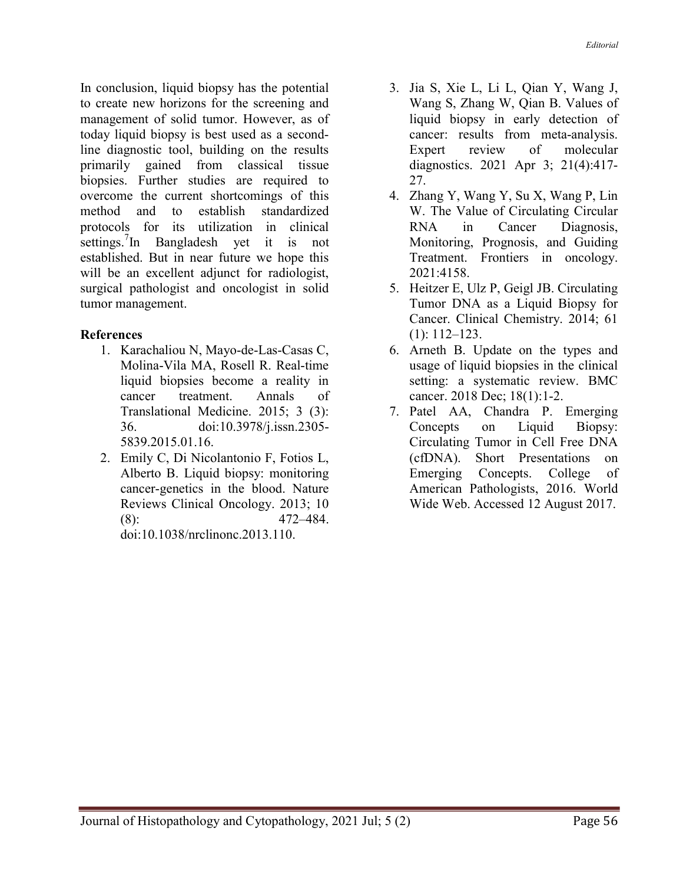In conclusion, liquid biopsy has the potential to create new horizons for the screening and management of solid tumor. However, as of today liquid biopsy is best used as a second-line diagnostic tool, building on the results primarily gained from classical tissue biopsies. Further studies are required to overcome the current shortcomings of this method and to establish standardized protocols for its utilization in clinical settings.[7] In Bangladesh yet it is not established. But in near future we hope this will be an excellent adjunct for radiologist, surgical pathologist and oncologist in solid tumor management.

**References**

1. Karachaliou N, Mayo-de-Las-Casas C, Molina-Vila MA, Rosell R. Real-time liquid biopsies become a reality in cancer treatment. Annals of Translational Medicine. 2015; 3 (3): 36. doi:10.3978/j.issn.2305-5839.2015.01.16.
2. Emily C, Di Nicolantonio F, Fotios L, Alberto B. Liquid biopsy: monitoring cancer-genetics in the blood. Nature Reviews Clinical Oncology. 2013; 10 (8): 472–484. doi:10.1038/nrclinonc.2013.110.
3. Jia S, Xie L, Li L, Qian Y, Wang J, Wang S, Zhang W, Qian B. Values of liquid biopsy in early detection of cancer: results from meta-analysis. Expert review of molecular diagnostics. 2021 Apr 3; 21(4):417-27.
4. Zhang Y, Wang Y, Su X, Wang P, Lin W. The Value of Circulating Circular RNA in Cancer Diagnosis, Monitoring, Prognosis, and Guiding Treatment. Frontiers in oncology. 2021:4158.
5. Heitzer E, Ulz P, Geigl JB. Circulating Tumor DNA as a Liquid Biopsy for Cancer. Clinical Chemistry. 2014; 61 (1): 112–123.
6. Arneth B. Update on the types and usage of liquid biopsies in the clinical setting: a systematic review. BMC cancer. 2018 Dec; 18(1):1-2.
7. Patel AA, Chandra P. Emerging Concepts on Liquid Biopsy: Circulating Tumor in Cell Free DNA (cfDNA). Short Presentations on Emerging Concepts. College of American Pathologists, 2016. World Wide Web. Accessed 12 August 2017.